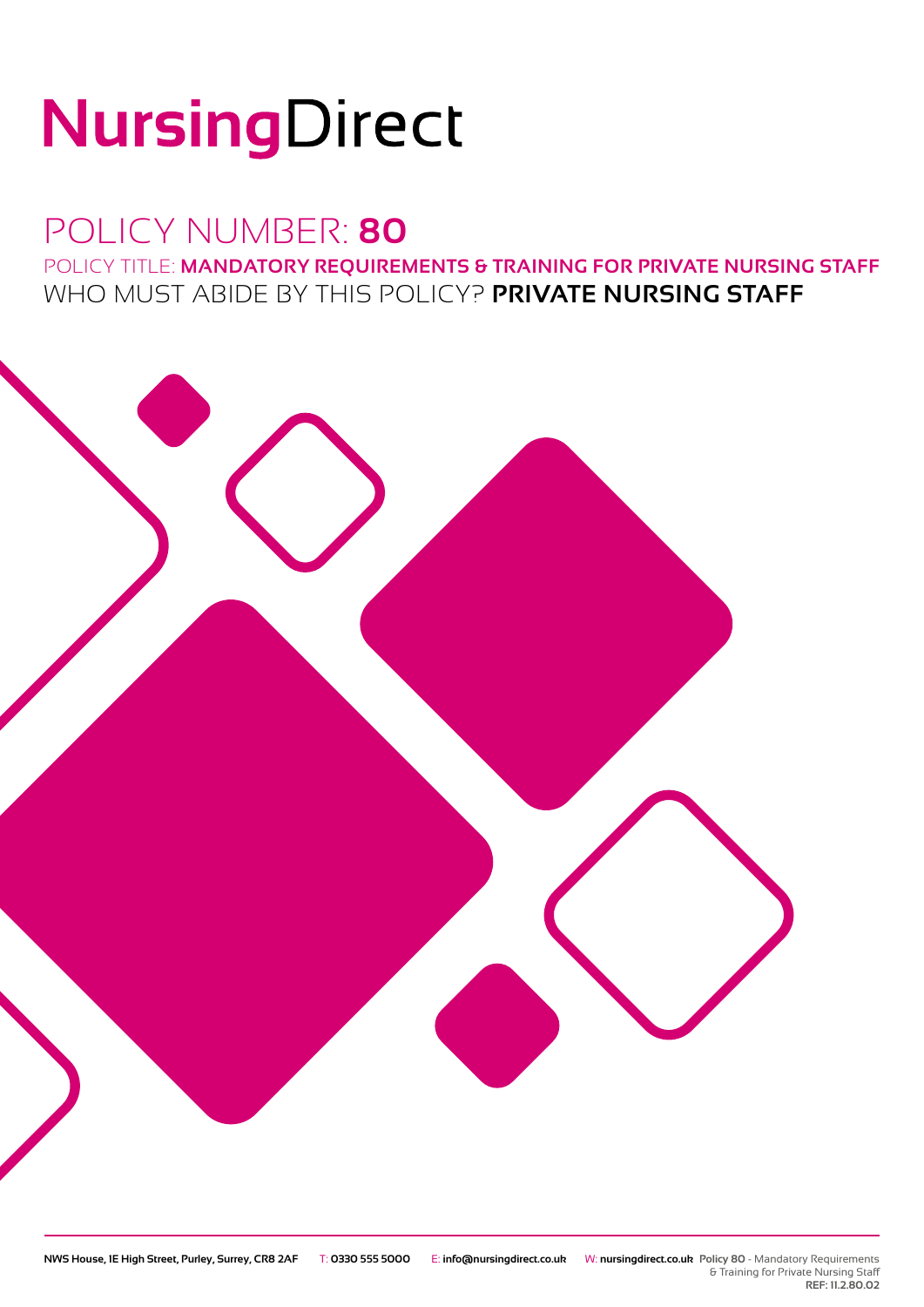# NursingDirect

## POLICY NUMBER: **80**

POLICY TITLE: **MANDATORY REQUIREMENTS & TRAINING FOR PRIVATE NURSING STAFF**

WHO MUST ABIDE BY THIS POLICY? **PRIVATE NURSING STAFF**

**NWS House, 1E High Street, Purley, Surrey, CR8 2AF** T: **0330 555 5000** E: **info@nursingdirect.co.uk** W: **nursingdirect.co.uk** **Policy 80** - Mandatory Requirements & Training for Private Nursing Staff **REF: 11.2.80.02**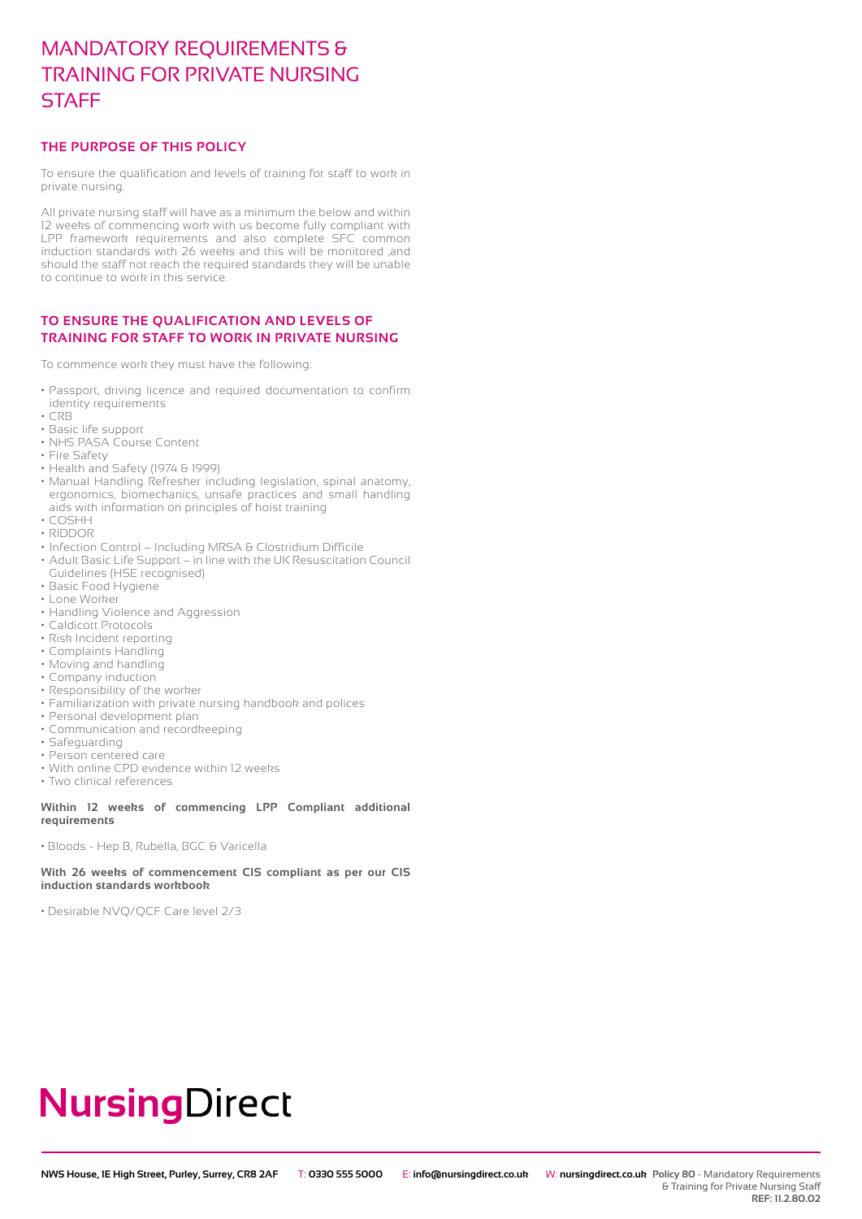# MANDATORY REQUIREMENTS & TRAINING FOR PRIVATE NURSING STAFF

## THE PURPOSE OF THIS POLICY

To ensure the qualification and levels of training for staff to work in private nursing.

All private nursing staff will have as a minimum the below and within 12 weeks of commencing work with us become fully compliant with LPP framework requirements and also complete SFC common induction standards with 26 weeks and this will be monitored ,and should the staff not reach the required standards they will be unable to continue to work in this service.

## TO ENSURE THE QUALIFICATION AND LEVELS OF TRAINING FOR STAFF TO WORK IN PRIVATE NURSING

To commence work they must have the following:

- Passport, driving licence and required documentation to confirm identity requirements
- CRB
- Basic life support
- NHS PASA Course Content
- Fire Safety
- Health and Safety (1974 & 1999)
- Manual Handling Refresher including legislation, spinal anatomy, ergonomics, biomechanics, unsafe practices and small handling aids with information on principles of hoist training
- COSHH
- RIDDOR
- Infection Control – Including MRSA & Clostridium Difficile
- Adult Basic Life Support – in line with the UK Resuscitation Council Guidelines (HSE recognised)
- Basic Food Hygiene
- Lone Worker
- Handling Violence and Aggression
- Caldicott Protocols
- Risk Incident reporting
- Complaints Handling
- Moving and handling
- Company induction
- Responsibility of the worker
- Familiarization with private nursing handbook and polices
- Personal development plan
- Communication and recordkeeping
- Safeguarding
- Person centered care
- With online CPD evidence within 12 weeks
- Two clinical references

**Within 12 weeks of commencing LPP Compliant additional requirements**

- Bloods - Hep B, Rubella, BGC & Varicella

**With 26 weeks of commencement CIS compliant as per our CIS induction standards workbook**

- Desirable NVQ/QCF Care level 2/3

**Nursing**Direct

NWS House, 1E High Street, Purley, Surrey, CR8 2AF T: 0330 555 5000 E: info@nursingdirect.co.uk W: nursingdirect.co.uk **Policy 80** - Mandatory Requirements & Training for Private Nursing Staff **REF: 11.2.80.02**